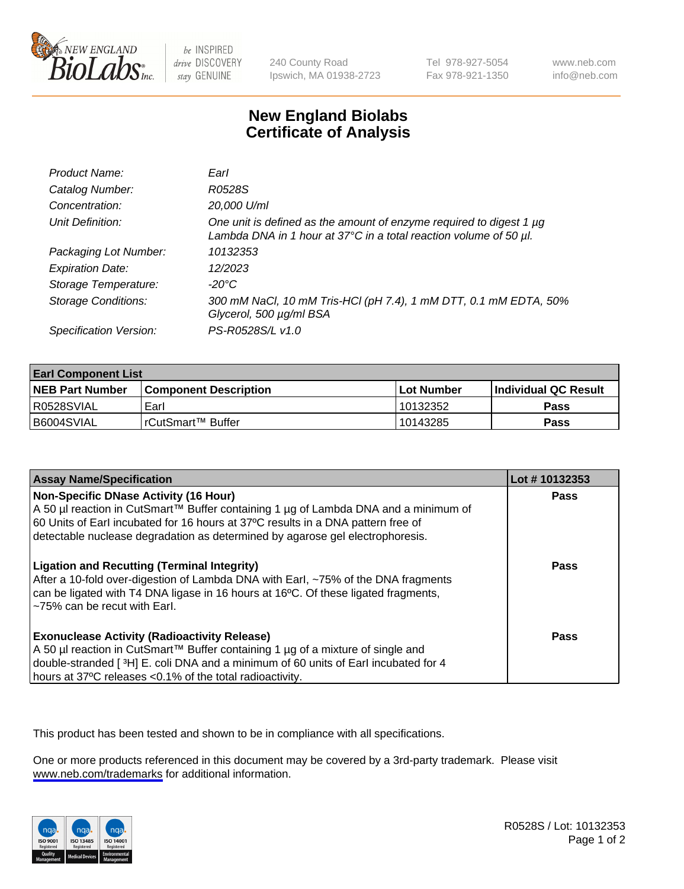# New England Biolabs Certificate of Analysis

| | |
|---|---|
| *Product Name:* | *EarI* |
| *Catalog Number:* | *R0528S* |
| *Concentration:* | *20,000 U/ml* |
| *Unit Definition:* | *One unit is defined as the amount of enzyme required to digest 1 µg Lambda DNA in 1 hour at 37°C in a total reaction volume of 50 µl.* |
| *Packaging Lot Number:* | *10132353* |
| *Expiration Date:* | *12/2023* |
| *Storage Temperature:* | *-20°C* |
| *Storage Conditions:* | *300 mM NaCl, 10 mM Tris-HCl (pH 7.4), 1 mM DTT, 0.1 mM EDTA, 50% Glycerol, 500 µg/ml BSA* |
| *Specification Version:* | *PS-R0528S/L v1.0* |

| **EarI Component List** | | | |
|---|---|---|---|
| **NEB Part Number** | **Component Description** | **Lot Number** | **Individual QC Result** |
| R0528SVIAL | EarI | 10132352 | **Pass** |
| B6004SVIAL | rCutSmart™ Buffer | 10143285 | **Pass** |

| **Assay Name/Specification** | **Lot # 10132353** |
|---|---|
| **Non-Specific DNase Activity (16 Hour)** A 50 µl reaction in CutSmart™ Buffer containing 1 µg of Lambda DNA and a minimum of 60 Units of EarI incubated for 16 hours at 37ºC results in a DNA pattern free of detectable nuclease degradation as determined by agarose gel electrophoresis. | **Pass** |
| **Ligation and Recutting (Terminal Integrity)** After a 10-fold over-digestion of Lambda DNA with EarI, ~75% of the DNA fragments can be ligated with T4 DNA ligase in 16 hours at 16ºC. Of these ligated fragments, ~75% can be recut with EarI. | **Pass** |
| **Exonuclease Activity (Radioactivity Release)** A 50 µl reaction in CutSmart™ Buffer containing 1 µg of a mixture of single and double-stranded [ $^3$H] E. coli DNA and a minimum of 60 units of EarI incubated for 4 hours at 37ºC releases <0.1% of the total radioactivity. | **Pass** |

This product has been tested and shown to be in compliance with all specifications.

One or more products referenced in this document may be covered by a 3rd-party trademark. Please visit www.neb.com/trademarks for additional information.

R0528S / Lot: 10132353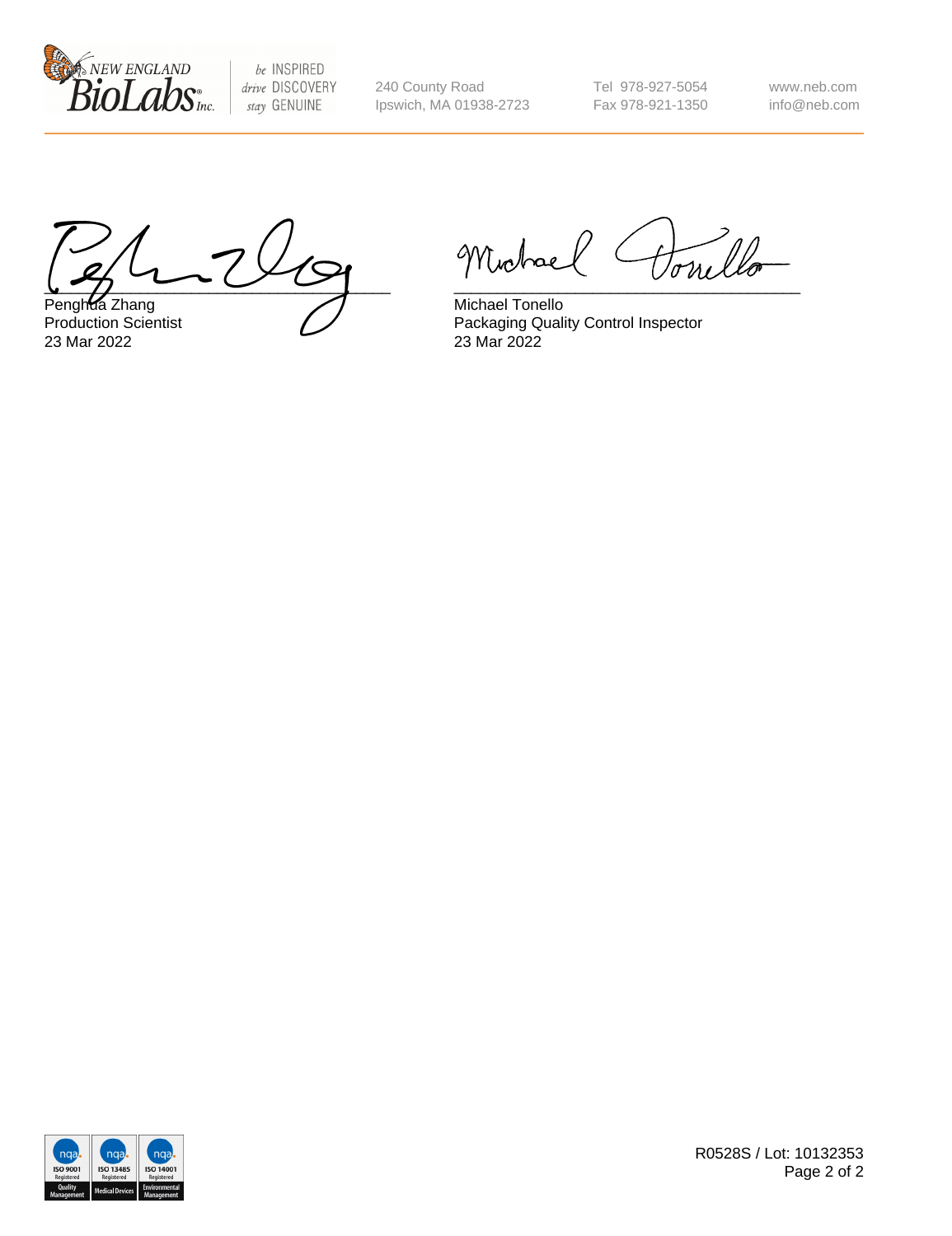Penghua Zhang
Production Scientist
23 Mar 2022

Michael Tonello
Packaging Quality Control Inspector
23 Mar 2022

R0528S / Lot: 10132353